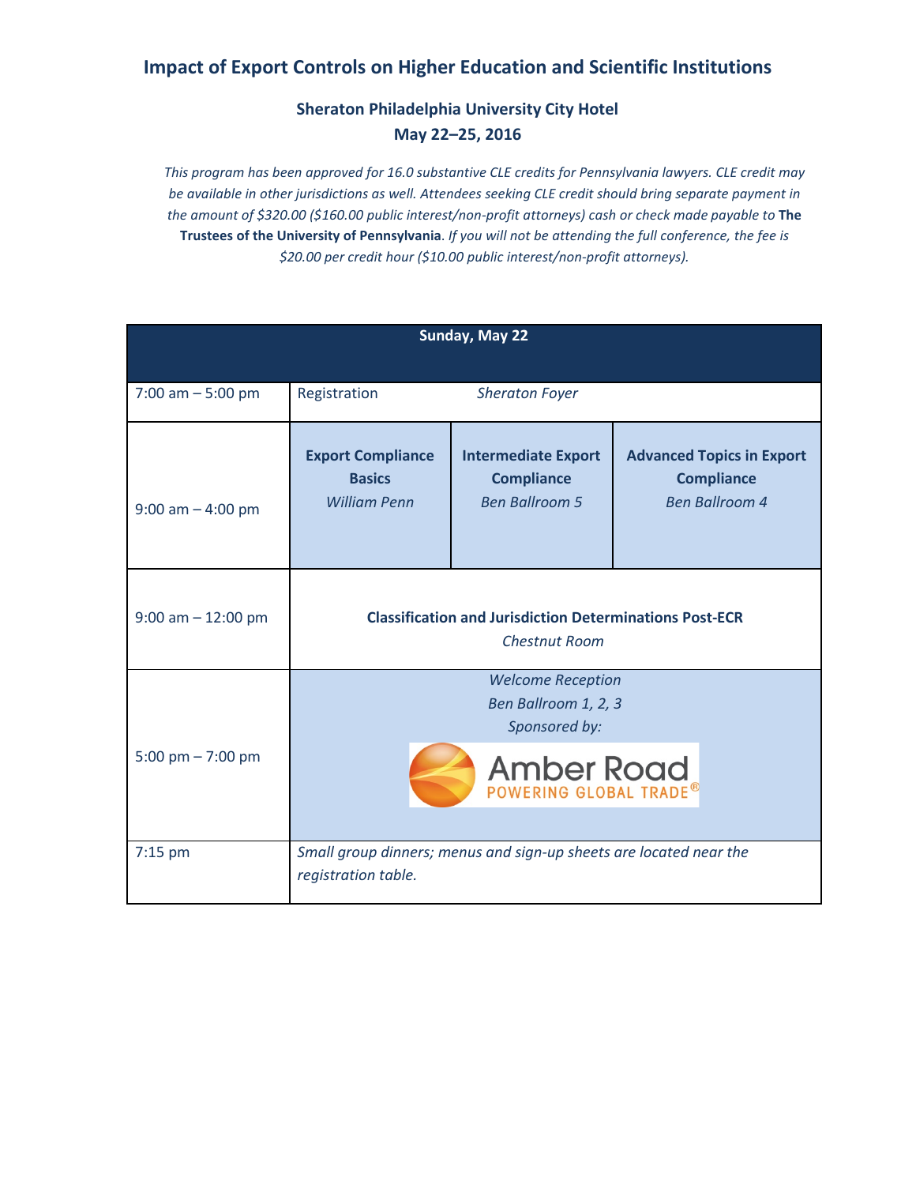# Impact of Export Controls on Higher Education and Scientific Institutions

### Sheraton Philadelphia University City Hotel
### May 22–25, 2016

*This program has been approved for 16.0 substantive CLE credits for Pennsylvania lawyers. CLE credit may be available in other jurisdictions as well. Attendees seeking CLE credit should bring separate payment in the amount of $320.00 ($160.00 public interest/non-profit attorneys) cash or check made payable to* **The Trustees of the University of Pennsylvania**. *If you will not be attending the full conference, the fee is $20.00 per credit hour ($10.00 public interest/non-profit attorneys).*

| Sunday, May 22 | | | |
|---|---|---|---|
| 7:00 am – 5:00 pm | Registration *Sheraton Foyer* | | |
| 9:00 am – 4:00 pm | **Export Compliance Basics** *William Penn* | **Intermediate Export Compliance** *Ben Ballroom 5* | **Advanced Topics in Export Compliance** *Ben Ballroom 4* |
| 9:00 am – 12:00 pm | **Classification and Jurisdiction Determinations Post-ECR** *Chestnut Room* | | |
| 5:00 pm – 7:00 pm | *Welcome Reception* *Ben Ballroom 1, 2, 3* *Sponsored by:* Amber Road POWERING GLOBAL TRADE® | | |
| 7:15 pm | *Small group dinners; menus and sign-up sheets are located near the registration table.* | | |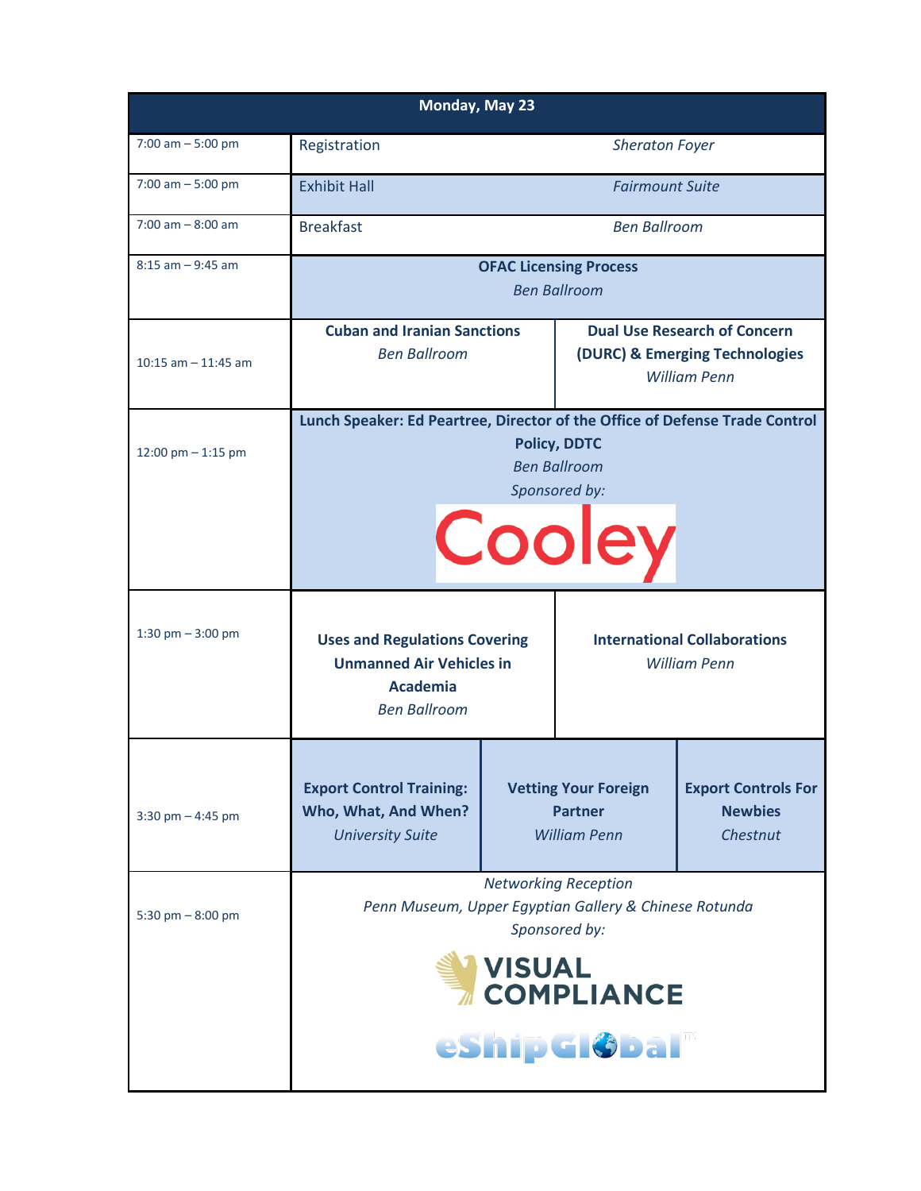| Monday, May 23 | | | |
|---|---|---|---|
| 7:00 am – 5:00 pm | Registration | *Sheraton Foyer* | |
| 7:00 am – 5:00 pm | Exhibit Hall | *Fairmount Suite* | |
| 7:00 am – 8:00 am | Breakfast | *Ben Ballroom* | |
| 8:15 am – 9:45 am | **OFAC Licensing Process** *Ben Ballroom* | | |
| 10:15 am – 11:45 am | **Cuban and Iranian Sanctions** *Ben Ballroom* | **Dual Use Research of Concern (DURC) & Emerging Technologies** *William Penn* | |
| 12:00 pm – 1:15 pm | **Lunch Speaker: Ed Peartree, Director of the Office of Defense Trade Control Policy, DDTC** *Ben Ballroom* *Sponsored by:* Cooley | | |
| 1:30 pm – 3:00 pm | **Uses and Regulations Covering Unmanned Air Vehicles in Academia** *Ben Ballroom* | **International Collaborations** *William Penn* | |
| 3:30 pm – 4:45 pm | **Export Control Training: Who, What, And When?** *University Suite* | **Vetting Your Foreign Partner** *William Penn* | **Export Controls For Newbies** *Chestnut* |
| 5:30 pm – 8:00 pm | *Networking Reception* *Penn Museum, Upper Egyptian Gallery & Chinese Rotunda* *Sponsored by:* VISUAL COMPLIANCE, eShipGlobal | | |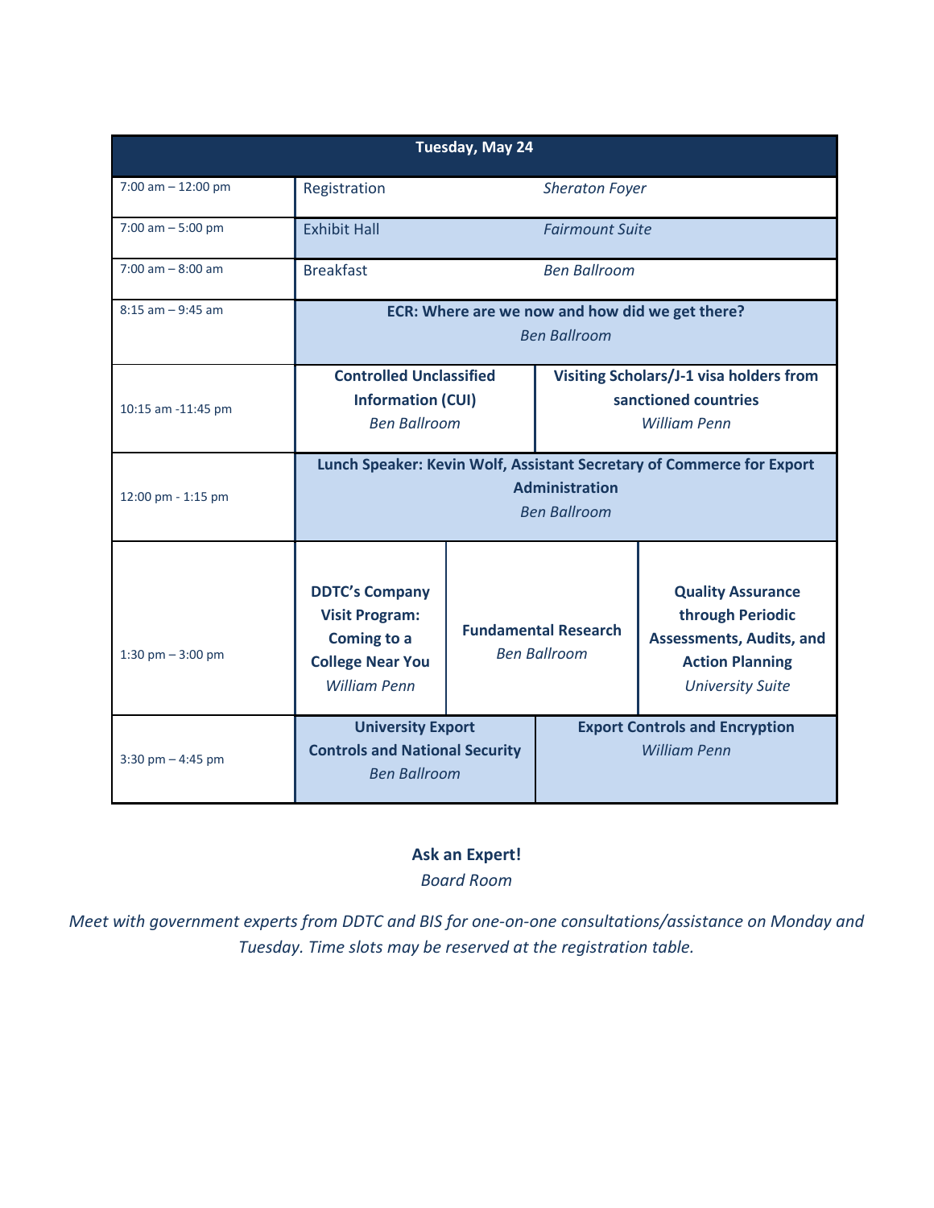| Tuesday, May 24 | | | |
|---|---|---|---|
| 7:00 am – 12:00 pm | Registration *Sheraton Foyer* | | |
| 7:00 am – 5:00 pm | Exhibit Hall *Fairmount Suite* | | |
| 7:00 am – 8:00 am | Breakfast *Ben Ballroom* | | |
| 8:15 am – 9:45 am | **ECR: Where are we now and how did we get there?** *Ben Ballroom* | | |
| 10:15 am -11:45 pm | **Controlled Unclassified Information (CUI)** *Ben Ballroom* | **Visiting Scholars/J-1 visa holders from sanctioned countries** *William Penn* | |
| 12:00 pm - 1:15 pm | **Lunch Speaker: Kevin Wolf, Assistant Secretary of Commerce for Export Administration** *Ben Ballroom* | | |
| 1:30 pm – 3:00 pm | **DDTC's Company Visit Program: Coming to a College Near You** *William Penn* | **Fundamental Research** *Ben Ballroom* | **Quality Assurance through Periodic Assessments, Audits, and Action Planning** *University Suite* |
| 3:30 pm – 4:45 pm | **University Export Controls and National Security** *Ben Ballroom* | **Export Controls and Encryption** *William Penn* | |

**Ask an Expert!**

*Board Room*

*Meet with government experts from DDTC and BIS for one-on-one consultations/assistance on Monday and Tuesday. Time slots may be reserved at the registration table.*